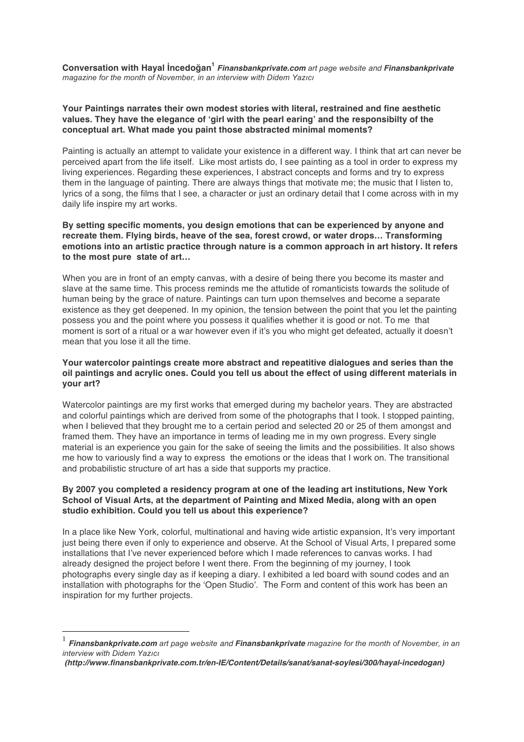**Conversation with Hayal İncedoğan**[1] ***Finansbankprivate.com*** *art page website and* ***Finansbankprivate*** *magazine for the month of November, in an interview with Didem Yazıcı*

**Your Paintings narrates their own modest stories with literal, restrained and fine aesthetic values. They have the elegance of 'girl with the pearl earing' and the responsibilty of the conceptual art. What made you paint those abstracted minimal moments?**

Painting is actually an attempt to validate your existence in a different way. I think that art can never be perceived apart from the life itself. Like most artists do, I see painting as a tool in order to express my living experiences. Regarding these experiences, I abstract concepts and forms and try to express them in the language of painting. There are always things that motivate me; the music that I listen to, lyrics of a song, the films that I see, a character or just an ordinary detail that I come across with in my daily life inspire my art works.

**By setting specific moments, you design emotions that can be experienced by anyone and recreate them. Flying birds, heave of the sea, forest crowd, or water drops… Transforming emotions into an artistic practice through nature is a common approach in art history. It refers to the most pure state of art…**

When you are in front of an empty canvas, with a desire of being there you become its master and slave at the same time. This process reminds me the attutide of romanticists towards the solitude of human being by the grace of nature. Paintings can turn upon themselves and become a separate existence as they get deepened. In my opinion, the tension between the point that you let the painting possess you and the point where you possess it qualifies whether it is good or not. To me that moment is sort of a ritual or a war however even if it's you who might get defeated, actually it doesn't mean that you lose it all the time.

**Your watercolor paintings create more abstract and repeatitive dialogues and series than the oil paintings and acrylic ones. Could you tell us about the effect of using different materials in your art?**

Watercolor paintings are my first works that emerged during my bachelor years. They are abstracted and colorful paintings which are derived from some of the photographs that I took. I stopped painting, when I believed that they brought me to a certain period and selected 20 or 25 of them amongst and framed them. They have an importance in terms of leading me in my own progress. Every single material is an experience you gain for the sake of seeing the limits and the possibilities. It also shows me how to variously find a way to express the emotions or the ideas that I work on. The transitional and probabilistic structure of art has a side that supports my practice.

**By 2007 you completed a residency program at one of the leading art institutions, New York School of Visual Arts, at the department of Painting and Mixed Media, along with an open studio exhibition. Could you tell us about this experience?**

In a place like New York, colorful, multinational and having wide artistic expansion, It's very important just being there even if only to experience and observe. At the School of Visual Arts, I prepared some installations that I've never experienced before which I made references to canvas works. I had already designed the project before I went there. From the beginning of my journey, I took photographs every single day as if keeping a diary. I exhibited a led board with sound codes and an installation with photographs for the 'Open Studio'. The Form and content of this work has been an inspiration for my further projects.

---

[1] ***Finansbankprivate.com*** *art page website and* ***Finansbankprivate*** *magazine for the month of November, in an interview with Didem Yazıcı*
***(http://www.finansbankprivate.com.tr/en-IE/Content/Details/sanat/sanat-soylesi/300/hayal-incedogan)***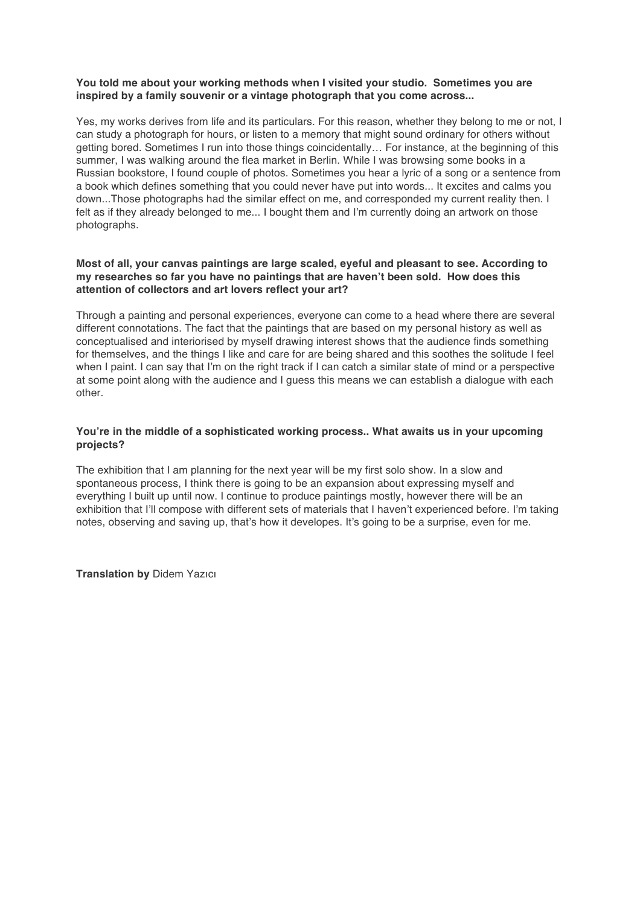**You told me about your working methods when I visited your studio. Sometimes you are inspired by a family souvenir or a vintage photograph that you come across...**

Yes, my works derives from life and its particulars. For this reason, whether they belong to me or not, I can study a photograph for hours, or listen to a memory that might sound ordinary for others without getting bored. Sometimes I run into those things coincidentally… For instance, at the beginning of this summer, I was walking around the flea market in Berlin. While I was browsing some books in a Russian bookstore, I found couple of photos. Sometimes you hear a lyric of a song or a sentence from a book which defines something that you could never have put into words... It excites and calms you down...Those photographs had the similar effect on me, and corresponded my current reality then. I felt as if they already belonged to me... I bought them and I'm currently doing an artwork on those photographs.

**Most of all, your canvas paintings are large scaled, eyeful and pleasant to see. According to my researches so far you have no paintings that are haven't been sold. How does this attention of collectors and art lovers reflect your art?**

Through a painting and personal experiences, everyone can come to a head where there are several different connotations. The fact that the paintings that are based on my personal history as well as conceptualised and interiorised by myself drawing interest shows that the audience finds something for themselves, and the things I like and care for are being shared and this soothes the solitude I feel when I paint. I can say that I'm on the right track if I can catch a similar state of mind or a perspective at some point along with the audience and I guess this means we can establish a dialogue with each other.

**You're in the middle of a sophisticated working process.. What awaits us in your upcoming projects?**

The exhibition that I am planning for the next year will be my first solo show. In a slow and spontaneous process, I think there is going to be an expansion about expressing myself and everything I built up until now. I continue to produce paintings mostly, however there will be an exhibition that I'll compose with different sets of materials that I haven't experienced before. I'm taking notes, observing and saving up, that's how it developes. It's going to be a surprise, even for me.

**Translation by** Didem Yazıcı